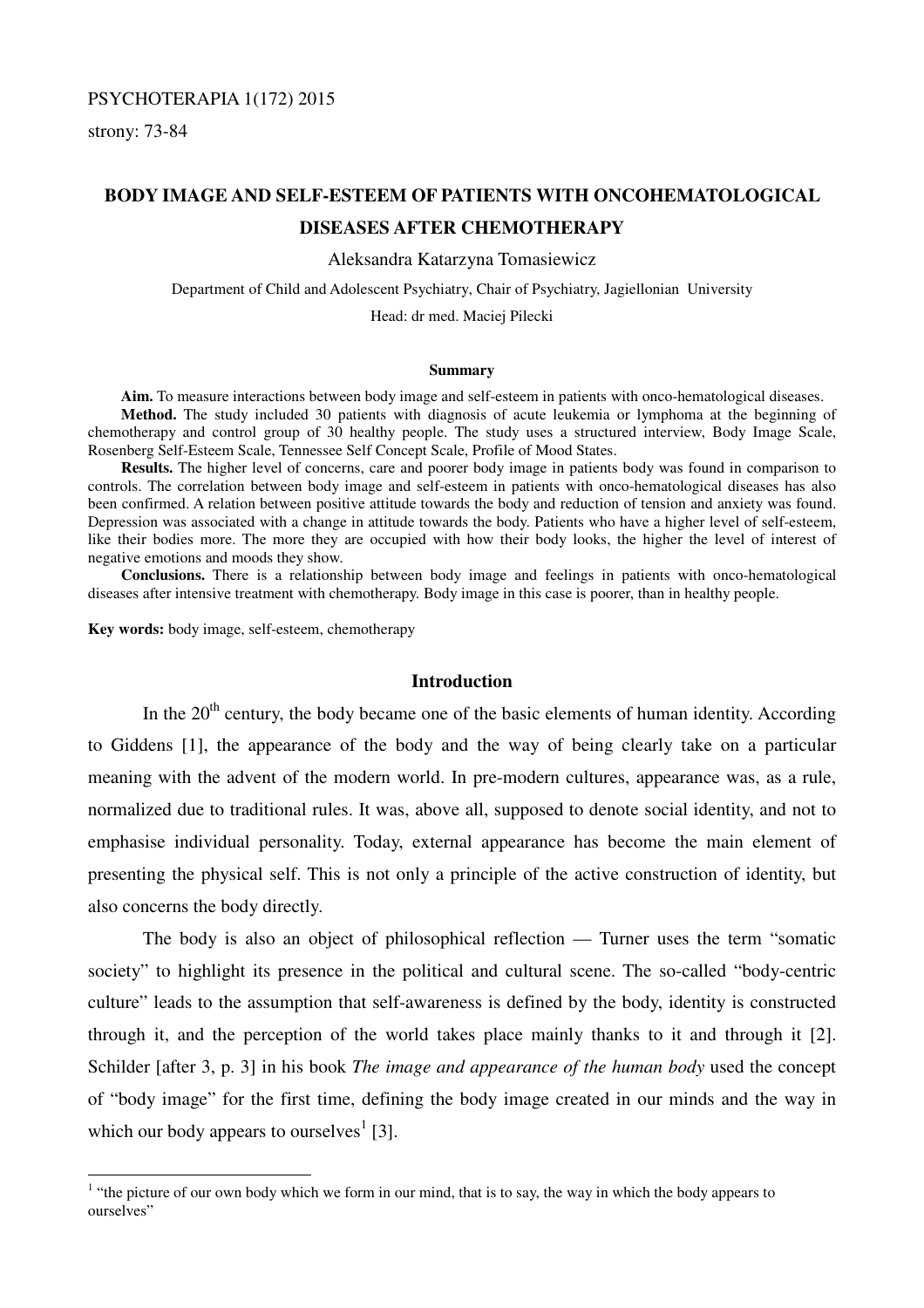PSYCHOTERAPIA 1(172) 2015

strony: 73-84

# BODY IMAGE AND SELF-ESTEEM OF PATIENTS WITH ONCOHEMATOLOGICAL DISEASES AFTER CHEMOTHERAPY

Aleksandra Katarzyna Tomasiewicz

Department of Child and Adolescent Psychiatry, Chair of Psychiatry, Jagiellonian University

Head: dr med. Maciej Pilecki

### Summary

**Aim.** To measure interactions between body image and self-esteem in patients with onco-hematological diseases.

**Method.** The study included 30 patients with diagnosis of acute leukemia or lymphoma at the beginning of chemotherapy and control group of 30 healthy people. The study uses a structured interview, Body Image Scale, Rosenberg Self-Esteem Scale, Tennessee Self Concept Scale, Profile of Mood States.

**Results.** The higher level of concerns, care and poorer body image in patients body was found in comparison to controls. The correlation between body image and self-esteem in patients with onco-hematological diseases has also been confirmed. A relation between positive attitude towards the body and reduction of tension and anxiety was found. Depression was associated with a change in attitude towards the body. Patients who have a higher level of self-esteem, like their bodies more. The more they are occupied with how their body looks, the higher the level of interest of negative emotions and moods they show.

**Conclusions.** There is a relationship between body image and feelings in patients with onco-hematological diseases after intensive treatment with chemotherapy. Body image in this case is poorer, than in healthy people.

**Key words:** body image, self-esteem, chemotherapy

## Introduction

In the 20th century, the body became one of the basic elements of human identity. According to Giddens [1], the appearance of the body and the way of being clearly take on a particular meaning with the advent of the modern world. In pre-modern cultures, appearance was, as a rule, normalized due to traditional rules. It was, above all, supposed to denote social identity, and not to emphasise individual personality. Today, external appearance has become the main element of presenting the physical self. This is not only a principle of the active construction of identity, but also concerns the body directly.

The body is also an object of philosophical reflection — Turner uses the term "somatic society" to highlight its presence in the political and cultural scene. The so-called "body-centric culture" leads to the assumption that self-awareness is defined by the body, identity is constructed through it, and the perception of the world takes place mainly thanks to it and through it [2]. Schilder [after 3, p. 3] in his book *The image and appearance of the human body* used the concept of "body image" for the first time, defining the body image created in our minds and the way in which our body appears to ourselves[1] [3].

[1] "the picture of our own body which we form in our mind, that is to say, the way in which the body appears to ourselves"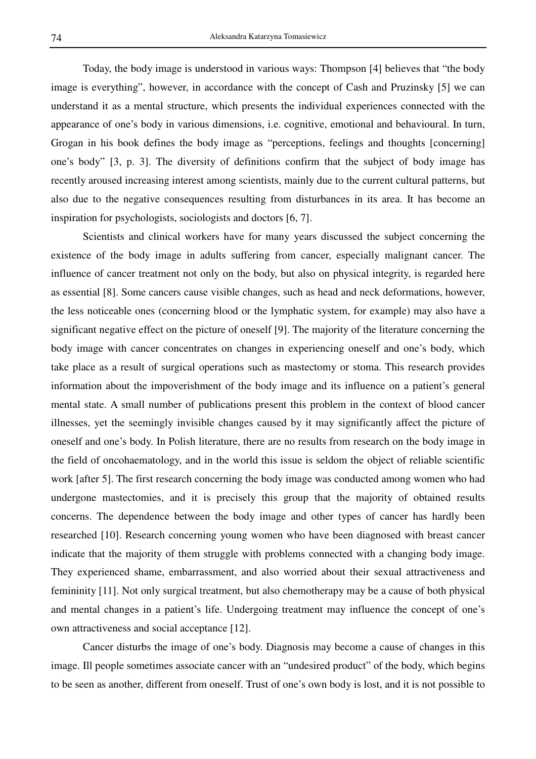Today, the body image is understood in various ways: Thompson [4] believes that "the body image is everything", however, in accordance with the concept of Cash and Pruzinsky [5] we can understand it as a mental structure, which presents the individual experiences connected with the appearance of one's body in various dimensions, i.e. cognitive, emotional and behavioural. In turn, Grogan in his book defines the body image as "perceptions, feelings and thoughts [concerning] one's body" [3, p. 3]. The diversity of definitions confirm that the subject of body image has recently aroused increasing interest among scientists, mainly due to the current cultural patterns, but also due to the negative consequences resulting from disturbances in its area. It has become an inspiration for psychologists, sociologists and doctors [6, 7].

Scientists and clinical workers have for many years discussed the subject concerning the existence of the body image in adults suffering from cancer, especially malignant cancer. The influence of cancer treatment not only on the body, but also on physical integrity, is regarded here as essential [8]. Some cancers cause visible changes, such as head and neck deformations, however, the less noticeable ones (concerning blood or the lymphatic system, for example) may also have a significant negative effect on the picture of oneself [9]. The majority of the literature concerning the body image with cancer concentrates on changes in experiencing oneself and one's body, which take place as a result of surgical operations such as mastectomy or stoma. This research provides information about the impoverishment of the body image and its influence on a patient's general mental state. A small number of publications present this problem in the context of blood cancer illnesses, yet the seemingly invisible changes caused by it may significantly affect the picture of oneself and one's body. In Polish literature, there are no results from research on the body image in the field of oncohaematology, and in the world this issue is seldom the object of reliable scientific work [after 5]. The first research concerning the body image was conducted among women who had undergone mastectomies, and it is precisely this group that the majority of obtained results concerns. The dependence between the body image and other types of cancer has hardly been researched [10]. Research concerning young women who have been diagnosed with breast cancer indicate that the majority of them struggle with problems connected with a changing body image. They experienced shame, embarrassment, and also worried about their sexual attractiveness and femininity [11]. Not only surgical treatment, but also chemotherapy may be a cause of both physical and mental changes in a patient's life. Undergoing treatment may influence the concept of one's own attractiveness and social acceptance [12].

Cancer disturbs the image of one's body. Diagnosis may become a cause of changes in this image. Ill people sometimes associate cancer with an "undesired product" of the body, which begins to be seen as another, different from oneself. Trust of one's own body is lost, and it is not possible to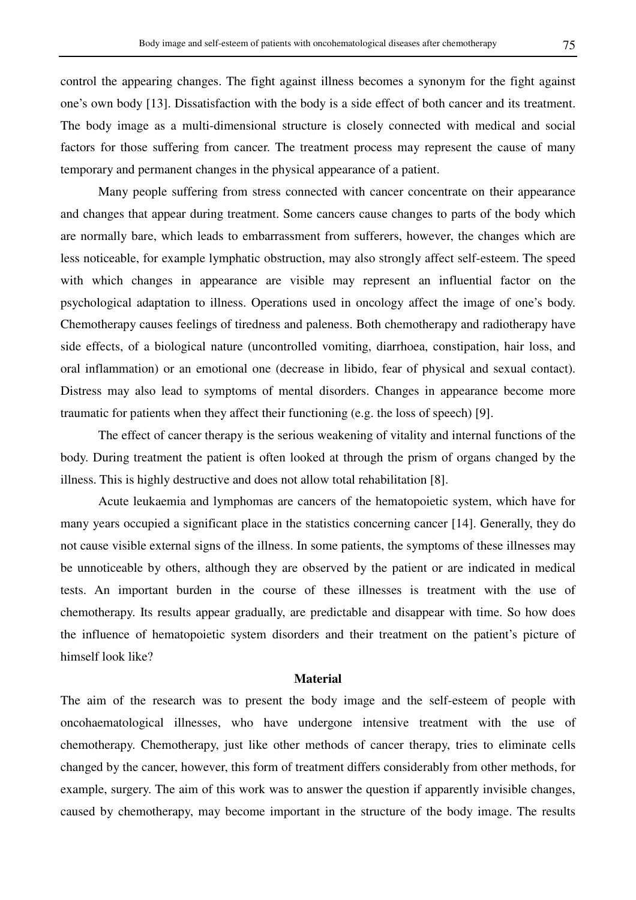control the appearing changes. The fight against illness becomes a synonym for the fight against one's own body [13]. Dissatisfaction with the body is a side effect of both cancer and its treatment. The body image as a multi-dimensional structure is closely connected with medical and social factors for those suffering from cancer. The treatment process may represent the cause of many temporary and permanent changes in the physical appearance of a patient.

Many people suffering from stress connected with cancer concentrate on their appearance and changes that appear during treatment. Some cancers cause changes to parts of the body which are normally bare, which leads to embarrassment from sufferers, however, the changes which are less noticeable, for example lymphatic obstruction, may also strongly affect self-esteem. The speed with which changes in appearance are visible may represent an influential factor on the psychological adaptation to illness. Operations used in oncology affect the image of one's body. Chemotherapy causes feelings of tiredness and paleness. Both chemotherapy and radiotherapy have side effects, of a biological nature (uncontrolled vomiting, diarrhoea, constipation, hair loss, and oral inflammation) or an emotional one (decrease in libido, fear of physical and sexual contact). Distress may also lead to symptoms of mental disorders. Changes in appearance become more traumatic for patients when they affect their functioning (e.g. the loss of speech) [9].

The effect of cancer therapy is the serious weakening of vitality and internal functions of the body. During treatment the patient is often looked at through the prism of organs changed by the illness. This is highly destructive and does not allow total rehabilitation [8].

Acute leukaemia and lymphomas are cancers of the hematopoietic system, which have for many years occupied a significant place in the statistics concerning cancer [14]. Generally, they do not cause visible external signs of the illness. In some patients, the symptoms of these illnesses may be unnoticeable by others, although they are observed by the patient or are indicated in medical tests. An important burden in the course of these illnesses is treatment with the use of chemotherapy. Its results appear gradually, are predictable and disappear with time. So how does the influence of hematopoietic system disorders and their treatment on the patient's picture of himself look like?

## Material

The aim of the research was to present the body image and the self-esteem of people with oncohaematological illnesses, who have undergone intensive treatment with the use of chemotherapy. Chemotherapy, just like other methods of cancer therapy, tries to eliminate cells changed by the cancer, however, this form of treatment differs considerably from other methods, for example, surgery. The aim of this work was to answer the question if apparently invisible changes, caused by chemotherapy, may become important in the structure of the body image. The results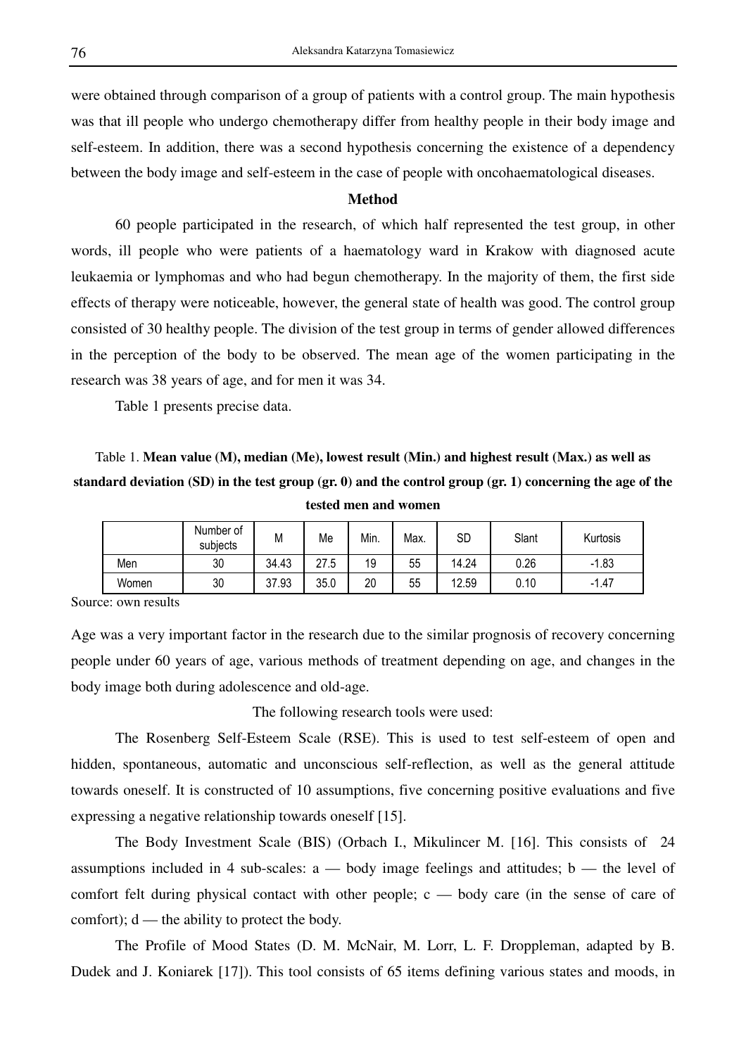were obtained through comparison of a group of patients with a control group. The main hypothesis was that ill people who undergo chemotherapy differ from healthy people in their body image and self-esteem. In addition, there was a second hypothesis concerning the existence of a dependency between the body image and self-esteem in the case of people with oncohaematological diseases.

## Method

60 people participated in the research, of which half represented the test group, in other words, ill people who were patients of a haematology ward in Krakow with diagnosed acute leukaemia or lymphomas and who had begun chemotherapy. In the majority of them, the first side effects of therapy were noticeable, however, the general state of health was good. The control group consisted of 30 healthy people. The division of the test group in terms of gender allowed differences in the perception of the body to be observed. The mean age of the women participating in the research was 38 years of age, and for men it was 34.

Table 1 presents precise data.

Table 1. **Mean value (M), median (Me), lowest result (Min.) and highest result (Max.) as well as standard deviation (SD) in the test group (gr. 0) and the control group (gr. 1) concerning the age of the tested men and women**

| | Number of subjects | M | Me | Min. | Max. | SD | Slant | Kurtosis |
|---|---|---|---|---|---|---|---|---|
| Men | 30 | 34.43 | 27.5 | 19 | 55 | 14.24 | 0.26 | -1.83 |
| Women | 30 | 37.93 | 35.0 | 20 | 55 | 12.59 | 0.10 | -1.47 |

Source: own results

Age was a very important factor in the research due to the similar prognosis of recovery concerning people under 60 years of age, various methods of treatment depending on age, and changes in the body image both during adolescence and old-age.

The following research tools were used:

The Rosenberg Self-Esteem Scale (RSE). This is used to test self-esteem of open and hidden, spontaneous, automatic and unconscious self-reflection, as well as the general attitude towards oneself. It is constructed of 10 assumptions, five concerning positive evaluations and five expressing a negative relationship towards oneself [15].

The Body Investment Scale (BIS) (Orbach I., Mikulincer M. [16]. This consists of 24 assumptions included in 4 sub-scales: a — body image feelings and attitudes; b — the level of comfort felt during physical contact with other people; c — body care (in the sense of care of comfort); d — the ability to protect the body.

The Profile of Mood States (D. M. McNair, M. Lorr, L. F. Droppleman, adapted by B. Dudek and J. Koniarek [17]). This tool consists of 65 items defining various states and moods, in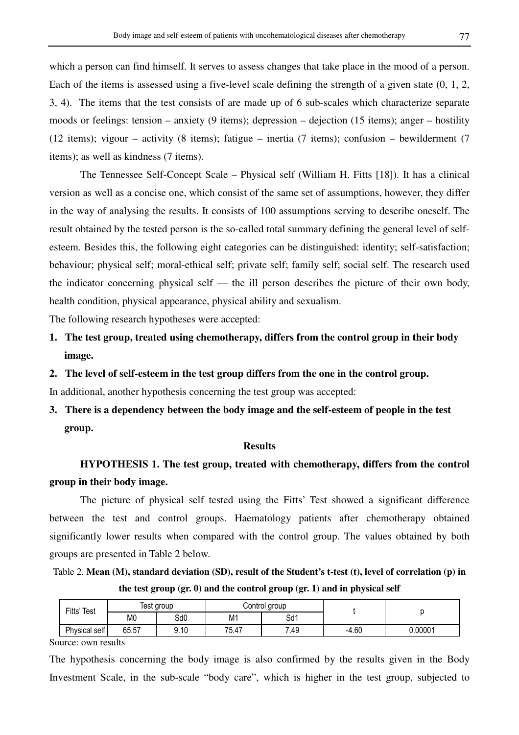which a person can find himself. It serves to assess changes that take place in the mood of a person. Each of the items is assessed using a five-level scale defining the strength of a given state (0, 1, 2, 3, 4). The items that the test consists of are made up of 6 sub-scales which characterize separate moods or feelings: tension – anxiety (9 items); depression – dejection (15 items); anger – hostility (12 items); vigour – activity (8 items); fatigue – inertia (7 items); confusion – bewilderment (7 items); as well as kindness (7 items).

The Tennessee Self-Concept Scale – Physical self (William H. Fitts [18]). It has a clinical version as well as a concise one, which consist of the same set of assumptions, however, they differ in the way of analysing the results. It consists of 100 assumptions serving to describe oneself. The result obtained by the tested person is the so-called total summary defining the general level of self-esteem. Besides this, the following eight categories can be distinguished: identity; self-satisfaction; behaviour; physical self; moral-ethical self; private self; family self; social self. The research used the indicator concerning physical self — the ill person describes the picture of their own body, health condition, physical appearance, physical ability and sexualism.

The following research hypotheses were accepted:

1. **The test group, treated using chemotherapy, differs from the control group in their body image.**
2. **The level of self-esteem in the test group differs from the one in the control group.**

In additional, another hypothesis concerning the test group was accepted:

3. **There is a dependency between the body image and the self-esteem of people in the test group.**

## Results

**HYPOTHESIS 1. The test group, treated with chemotherapy, differs from the control group in their body image.**

The picture of physical self tested using the Fitts' Test showed a significant difference between the test and control groups. Haematology patients after chemotherapy obtained significantly lower results when compared with the control group. The values obtained by both groups are presented in Table 2 below.

Table 2. **Mean (M), standard deviation (SD), result of the Student's t-test (t), level of correlation (p) in the test group (gr. 0) and the control group (gr. 1) and in physical self**

| Fitts' Test | Test group | | Control group | | t | p |
|---|---|---|---|---|---|---|
| | M0 | Sd0 | M1 | Sd1 | | |
| Physical self | 65.57 | 9.10 | 75.47 | 7.49 | -4.60 | 0.00001 |

Source: own results

The hypothesis concerning the body image is also confirmed by the results given in the Body Investment Scale, in the sub-scale "body care", which is higher in the test group, subjected to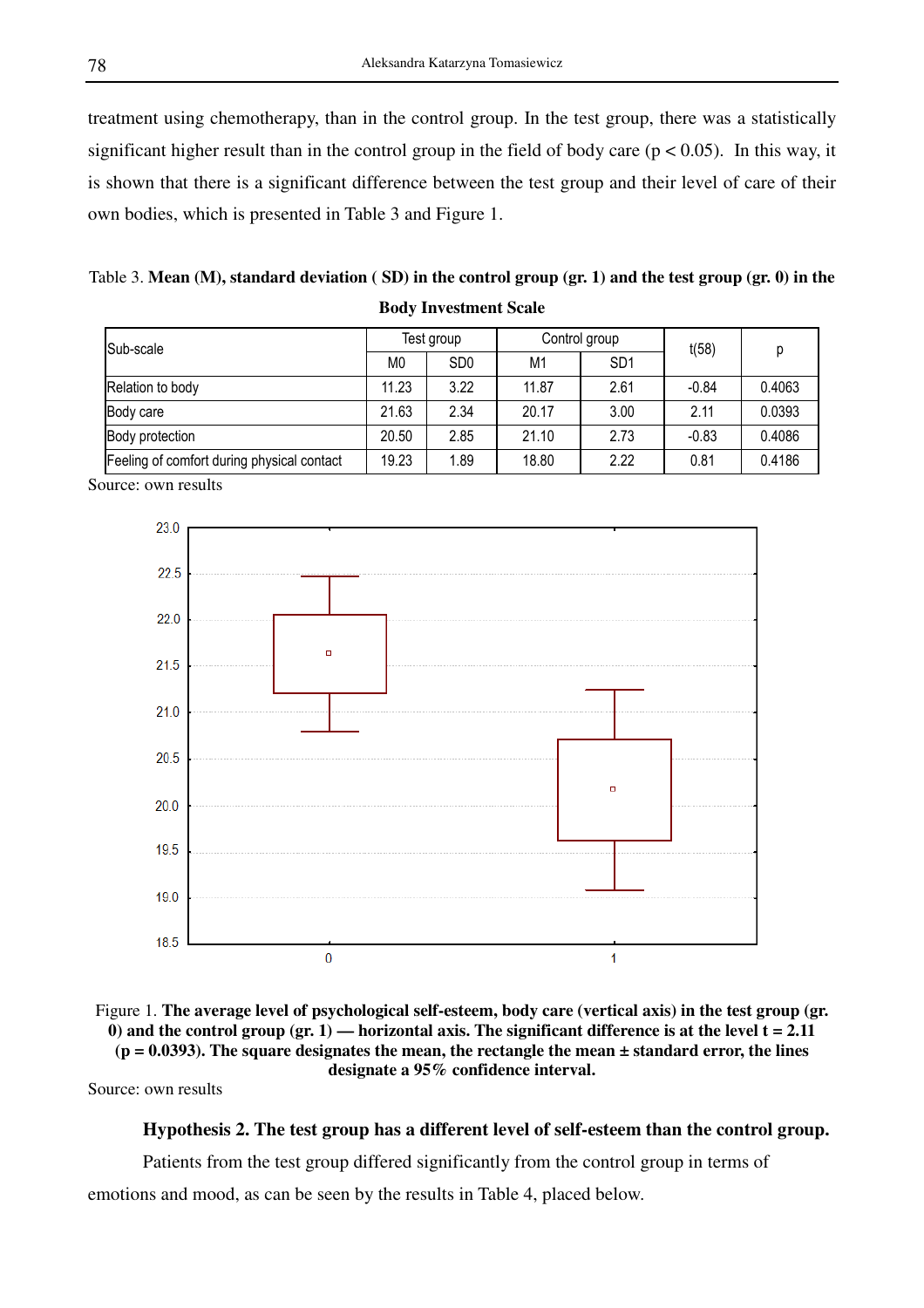treatment using chemotherapy, than in the control group. In the test group, there was a statistically significant higher result than in the control group in the field of body care ($p < 0.05$). In this way, it is shown that there is a significant difference between the test group and their level of care of their own bodies, which is presented in Table 3 and Figure 1.

Table 3. **Mean (M), standard deviation ( SD) in the control group (gr. 1) and the test group (gr. 0) in the Body Investment Scale**

| Sub-scale | Test group | | Control group | | t(58) | p |
|---|---|---|---|---|---|---|
| | M0 | SD0 | M1 | SD1 | | |
| Relation to body | 11.23 | 3.22 | 11.87 | 2.61 | -0.84 | 0.4063 |
| Body care | 21.63 | 2.34 | 20.17 | 3.00 | 2.11 | 0.0393 |
| Body protection | 20.50 | 2.85 | 21.10 | 2.73 | -0.83 | 0.4086 |
| Feeling of comfort during physical contact | 19.23 | 1.89 | 18.80 | 2.22 | 0.81 | 0.4186 |

Source: own results

Figure 1. **The average level of psychological self-esteem, body care (vertical axis) in the test group (gr. 0) and the control group (gr. 1) — horizontal axis. The significant difference is at the level t = 2.11 ($p = 0.0393$). The square designates the mean, the rectangle the mean ± standard error, the lines designate a 95% confidence interval.**

Source: own results

**Hypothesis 2. The test group has a different level of self-esteem than the control group.**

Patients from the test group differed significantly from the control group in terms of emotions and mood, as can be seen by the results in Table 4, placed below.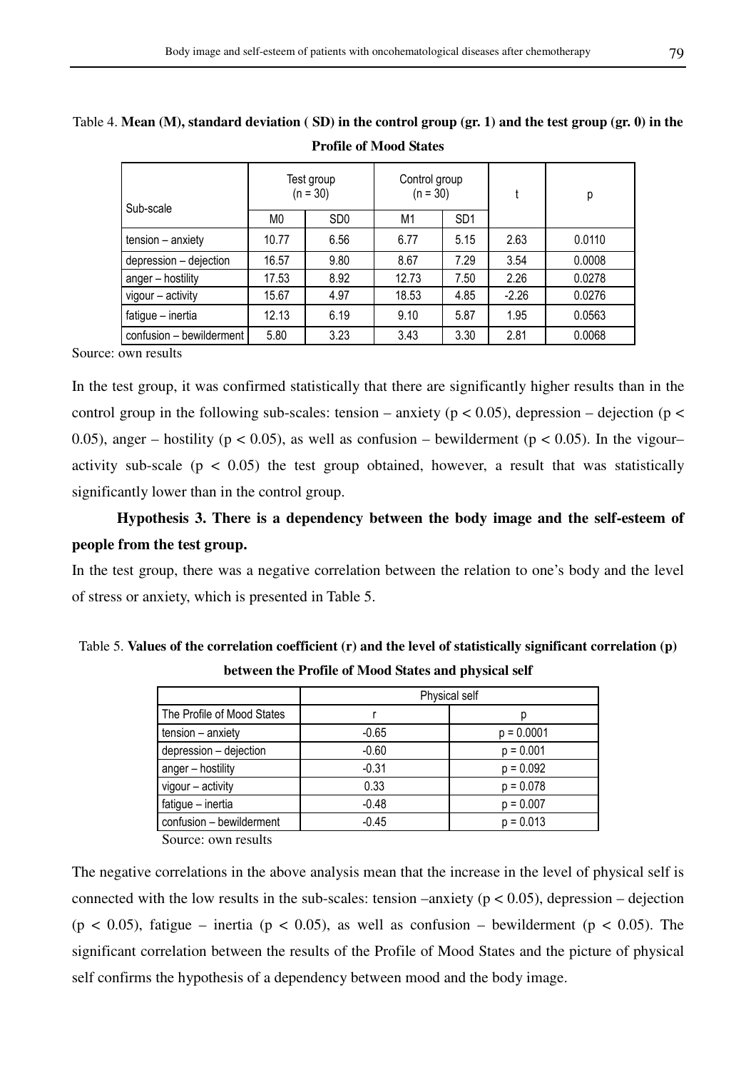Table 4. **Mean (M), standard deviation ( SD) in the control group (gr. 1) and the test group (gr. 0) in the Profile of Mood States**

| Sub-scale | Test group (n = 30) | | Control group (n = 30) | | t | p |
|---|---|---|---|---|---|---|
| | M0 | SD0 | M1 | SD1 | | |
| tension – anxiety | 10.77 | 6.56 | 6.77 | 5.15 | 2.63 | 0.0110 |
| depression – dejection | 16.57 | 9.80 | 8.67 | 7.29 | 3.54 | 0.0008 |
| anger – hostility | 17.53 | 8.92 | 12.73 | 7.50 | 2.26 | 0.0278 |
| vigour – activity | 15.67 | 4.97 | 18.53 | 4.85 | -2.26 | 0.0276 |
| fatigue – inertia | 12.13 | 6.19 | 9.10 | 5.87 | 1.95 | 0.0563 |
| confusion – bewilderment | 5.80 | 3.23 | 3.43 | 3.30 | 2.81 | 0.0068 |

Source: own results

In the test group, it was confirmed statistically that there are significantly higher results than in the control group in the following sub-scales: tension – anxiety ($p < 0.05$), depression – dejection ($p < 0.05$), anger – hostility ($p < 0.05$), as well as confusion – bewilderment ($p < 0.05$). In the vigour–activity sub-scale ($p < 0.05$) the test group obtained, however, a result that was statistically significantly lower than in the control group.

**Hypothesis 3. There is a dependency between the body image and the self-esteem of people from the test group.**

In the test group, there was a negative correlation between the relation to one's body and the level of stress or anxiety, which is presented in Table 5.

Table 5. **Values of the correlation coefficient (r) and the level of statistically significant correlation (p) between the Profile of Mood States and physical self**

| | Physical self | |
|---|---|---|
| The Profile of Mood States | r | p |
| tension – anxiety | -0.65 | p = 0.0001 |
| depression – dejection | -0.60 | p = 0.001 |
| anger – hostility | -0.31 | p = 0.092 |
| vigour – activity | 0.33 | p = 0.078 |
| fatigue – inertia | -0.48 | p = 0.007 |
| confusion – bewilderment | -0.45 | p = 0.013 |

Source: own results

The negative correlations in the above analysis mean that the increase in the level of physical self is connected with the low results in the sub-scales: tension –anxiety ($p < 0.05$), depression – dejection ($p < 0.05$), fatigue – inertia ($p < 0.05$), as well as confusion – bewilderment ($p < 0.05$). The significant correlation between the results of the Profile of Mood States and the picture of physical self confirms the hypothesis of a dependency between mood and the body image.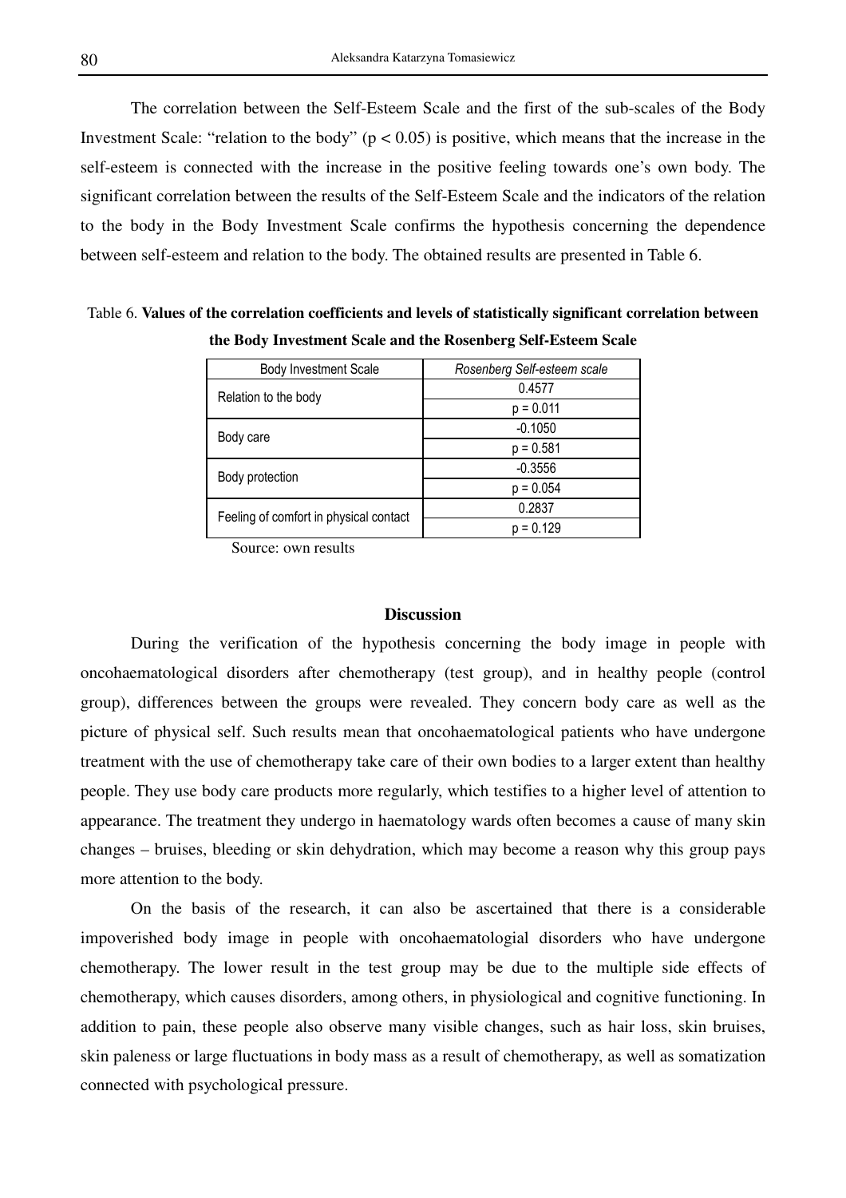The correlation between the Self-Esteem Scale and the first of the sub-scales of the Body Investment Scale: "relation to the body" ($p < 0.05$) is positive, which means that the increase in the self-esteem is connected with the increase in the positive feeling towards one's own body. The significant correlation between the results of the Self-Esteem Scale and the indicators of the relation to the body in the Body Investment Scale confirms the hypothesis concerning the dependence between self-esteem and relation to the body. The obtained results are presented in Table 6.

Table 6. **Values of the correlation coefficients and levels of statistically significant correlation between the Body Investment Scale and the Rosenberg Self-Esteem Scale**

| Body Investment Scale | *Rosenberg Self-esteem scale* |
|---|---|
| Relation to the body | 0.4577 |
| | p = 0.011 |
| Body care | -0.1050 |
| | p = 0.581 |
| Body protection | -0.3556 |
| | p = 0.054 |
| Feeling of comfort in physical contact | 0.2837 |
| | p = 0.129 |

Source: own results

## Discussion

During the verification of the hypothesis concerning the body image in people with oncohaematological disorders after chemotherapy (test group), and in healthy people (control group), differences between the groups were revealed. They concern body care as well as the picture of physical self. Such results mean that oncohaematological patients who have undergone treatment with the use of chemotherapy take care of their own bodies to a larger extent than healthy people. They use body care products more regularly, which testifies to a higher level of attention to appearance. The treatment they undergo in haematology wards often becomes a cause of many skin changes – bruises, bleeding or skin dehydration, which may become a reason why this group pays more attention to the body.

On the basis of the research, it can also be ascertained that there is a considerable impoverished body image in people with oncohaematologial disorders who have undergone chemotherapy. The lower result in the test group may be due to the multiple side effects of chemotherapy, which causes disorders, among others, in physiological and cognitive functioning. In addition to pain, these people also observe many visible changes, such as hair loss, skin bruises, skin paleness or large fluctuations in body mass as a result of chemotherapy, as well as somatization connected with psychological pressure.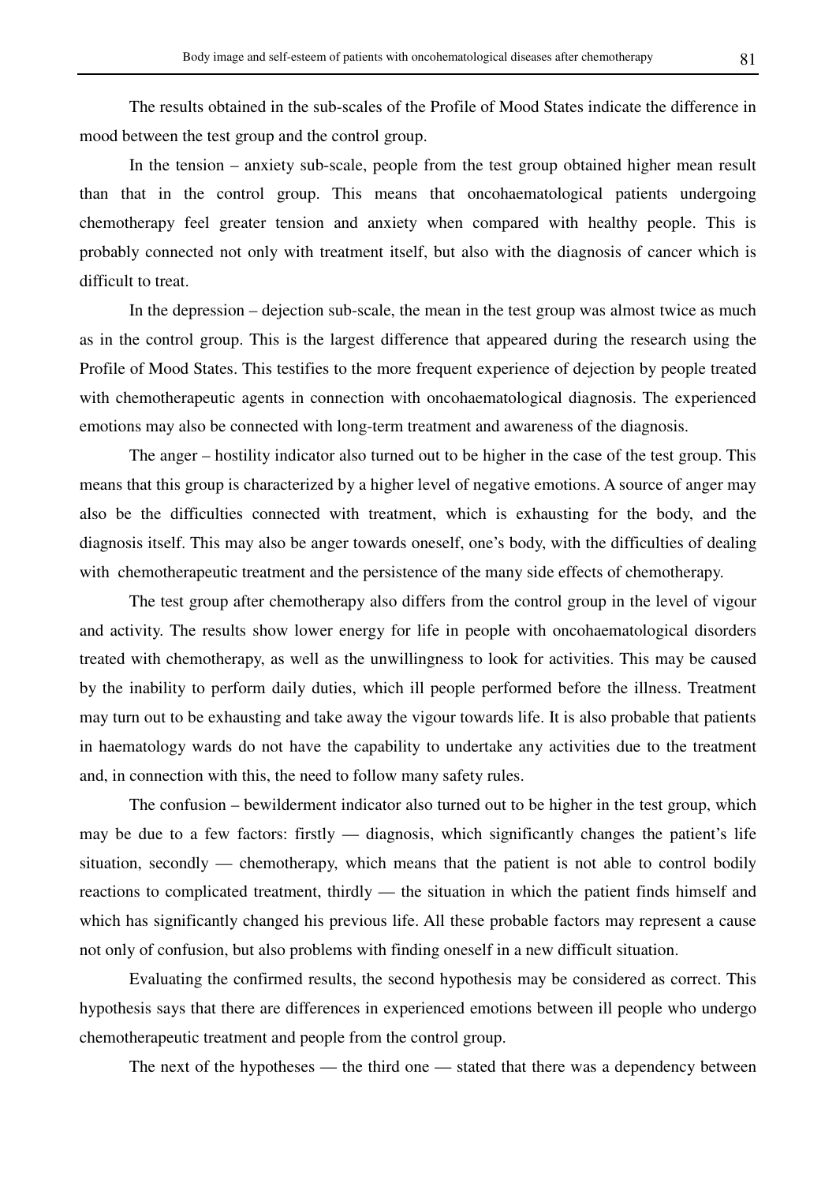The results obtained in the sub-scales of the Profile of Mood States indicate the difference in mood between the test group and the control group.

In the tension – anxiety sub-scale, people from the test group obtained higher mean result than that in the control group. This means that oncohaematological patients undergoing chemotherapy feel greater tension and anxiety when compared with healthy people. This is probably connected not only with treatment itself, but also with the diagnosis of cancer which is difficult to treat.

In the depression – dejection sub-scale, the mean in the test group was almost twice as much as in the control group. This is the largest difference that appeared during the research using the Profile of Mood States. This testifies to the more frequent experience of dejection by people treated with chemotherapeutic agents in connection with oncohaematological diagnosis. The experienced emotions may also be connected with long-term treatment and awareness of the diagnosis.

The anger – hostility indicator also turned out to be higher in the case of the test group. This means that this group is characterized by a higher level of negative emotions. A source of anger may also be the difficulties connected with treatment, which is exhausting for the body, and the diagnosis itself. This may also be anger towards oneself, one's body, with the difficulties of dealing with chemotherapeutic treatment and the persistence of the many side effects of chemotherapy.

The test group after chemotherapy also differs from the control group in the level of vigour and activity. The results show lower energy for life in people with oncohaematological disorders treated with chemotherapy, as well as the unwillingness to look for activities. This may be caused by the inability to perform daily duties, which ill people performed before the illness. Treatment may turn out to be exhausting and take away the vigour towards life. It is also probable that patients in haematology wards do not have the capability to undertake any activities due to the treatment and, in connection with this, the need to follow many safety rules.

The confusion – bewilderment indicator also turned out to be higher in the test group, which may be due to a few factors: firstly — diagnosis, which significantly changes the patient's life situation, secondly — chemotherapy, which means that the patient is not able to control bodily reactions to complicated treatment, thirdly — the situation in which the patient finds himself and which has significantly changed his previous life. All these probable factors may represent a cause not only of confusion, but also problems with finding oneself in a new difficult situation.

Evaluating the confirmed results, the second hypothesis may be considered as correct. This hypothesis says that there are differences in experienced emotions between ill people who undergo chemotherapeutic treatment and people from the control group.

The next of the hypotheses — the third one — stated that there was a dependency between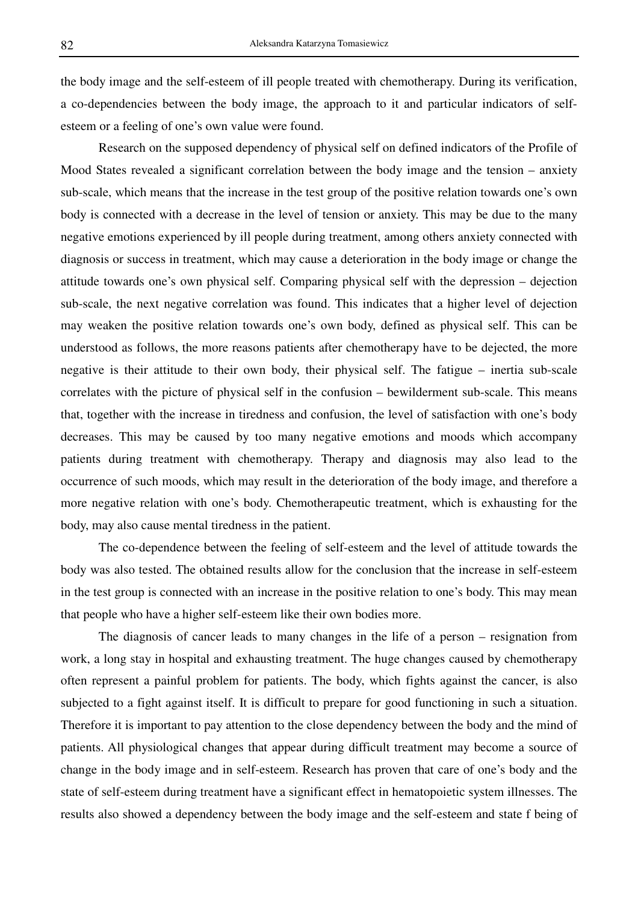the body image and the self-esteem of ill people treated with chemotherapy. During its verification, a co-dependencies between the body image, the approach to it and particular indicators of self-esteem or a feeling of one's own value were found.

Research on the supposed dependency of physical self on defined indicators of the Profile of Mood States revealed a significant correlation between the body image and the tension – anxiety sub-scale, which means that the increase in the test group of the positive relation towards one's own body is connected with a decrease in the level of tension or anxiety. This may be due to the many negative emotions experienced by ill people during treatment, among others anxiety connected with diagnosis or success in treatment, which may cause a deterioration in the body image or change the attitude towards one's own physical self. Comparing physical self with the depression – dejection sub-scale, the next negative correlation was found. This indicates that a higher level of dejection may weaken the positive relation towards one's own body, defined as physical self. This can be understood as follows, the more reasons patients after chemotherapy have to be dejected, the more negative is their attitude to their own body, their physical self. The fatigue – inertia sub-scale correlates with the picture of physical self in the confusion – bewilderment sub-scale. This means that, together with the increase in tiredness and confusion, the level of satisfaction with one's body decreases. This may be caused by too many negative emotions and moods which accompany patients during treatment with chemotherapy. Therapy and diagnosis may also lead to the occurrence of such moods, which may result in the deterioration of the body image, and therefore a more negative relation with one's body. Chemotherapeutic treatment, which is exhausting for the body, may also cause mental tiredness in the patient.

The co-dependence between the feeling of self-esteem and the level of attitude towards the body was also tested. The obtained results allow for the conclusion that the increase in self-esteem in the test group is connected with an increase in the positive relation to one's body. This may mean that people who have a higher self-esteem like their own bodies more.

The diagnosis of cancer leads to many changes in the life of a person – resignation from work, a long stay in hospital and exhausting treatment. The huge changes caused by chemotherapy often represent a painful problem for patients. The body, which fights against the cancer, is also subjected to a fight against itself. It is difficult to prepare for good functioning in such a situation. Therefore it is important to pay attention to the close dependency between the body and the mind of patients. All physiological changes that appear during difficult treatment may become a source of change in the body image and in self-esteem. Research has proven that care of one's body and the state of self-esteem during treatment have a significant effect in hematopoietic system illnesses. The results also showed a dependency between the body image and the self-esteem and state f being of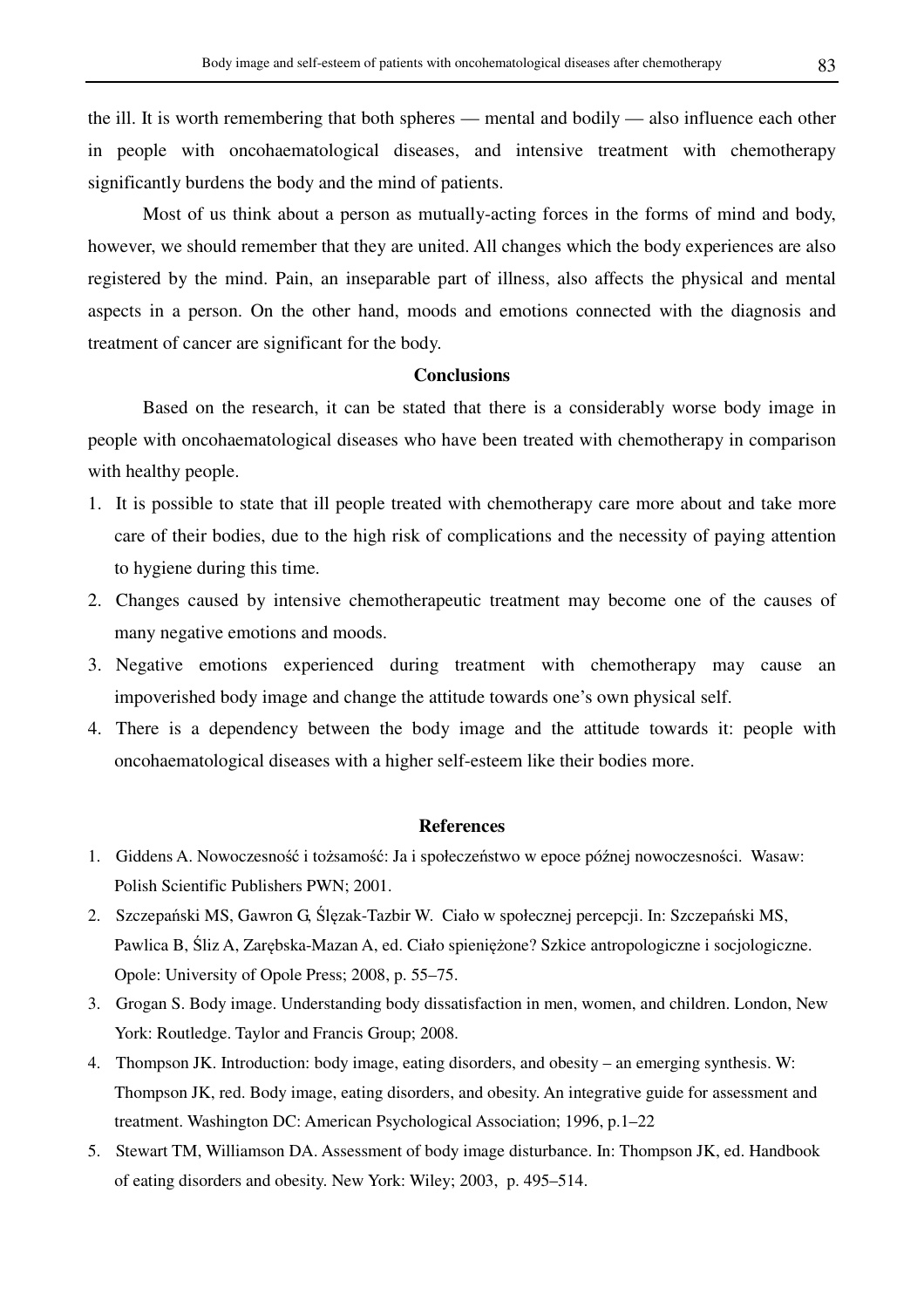the ill. It is worth remembering that both spheres — mental and bodily — also influence each other in people with oncohaematological diseases, and intensive treatment with chemotherapy significantly burdens the body and the mind of patients.

Most of us think about a person as mutually-acting forces in the forms of mind and body, however, we should remember that they are united. All changes which the body experiences are also registered by the mind. Pain, an inseparable part of illness, also affects the physical and mental aspects in a person. On the other hand, moods and emotions connected with the diagnosis and treatment of cancer are significant for the body.

## Conclusions

Based on the research, it can be stated that there is a considerably worse body image in people with oncohaematological diseases who have been treated with chemotherapy in comparison with healthy people.

1. It is possible to state that ill people treated with chemotherapy care more about and take more care of their bodies, due to the high risk of complications and the necessity of paying attention to hygiene during this time.
2. Changes caused by intensive chemotherapeutic treatment may become one of the causes of many negative emotions and moods.
3. Negative emotions experienced during treatment with chemotherapy may cause an impoverished body image and change the attitude towards one's own physical self.
4. There is a dependency between the body image and the attitude towards it: people with oncohaematological diseases with a higher self-esteem like their bodies more.

## References

1. Giddens A. Nowoczesność i tożsamość: Ja i społeczeństwo w epoce późnej nowoczesności. Wasaw: Polish Scientific Publishers PWN; 2001.
2. Szczepański MS, Gawron G, Ślęzak-Tazbir W. Ciało w społecznej percepcji. In: Szczepański MS, Pawlica B, Śliz A, Zarębska-Mazan A, ed. Ciało spieniężone? Szkice antropologiczne i socjologiczne. Opole: University of Opole Press; 2008, p. 55–75.
3. Grogan S. Body image. Understanding body dissatisfaction in men, women, and children. London, New York: Routledge. Taylor and Francis Group; 2008.
4. Thompson JK. Introduction: body image, eating disorders, and obesity – an emerging synthesis. W: Thompson JK, red. Body image, eating disorders, and obesity. An integrative guide for assessment and treatment. Washington DC: American Psychological Association; 1996, p.1–22
5. Stewart TM, Williamson DA. Assessment of body image disturbance. In: Thompson JK, ed. Handbook of eating disorders and obesity. New York: Wiley; 2003, p. 495–514.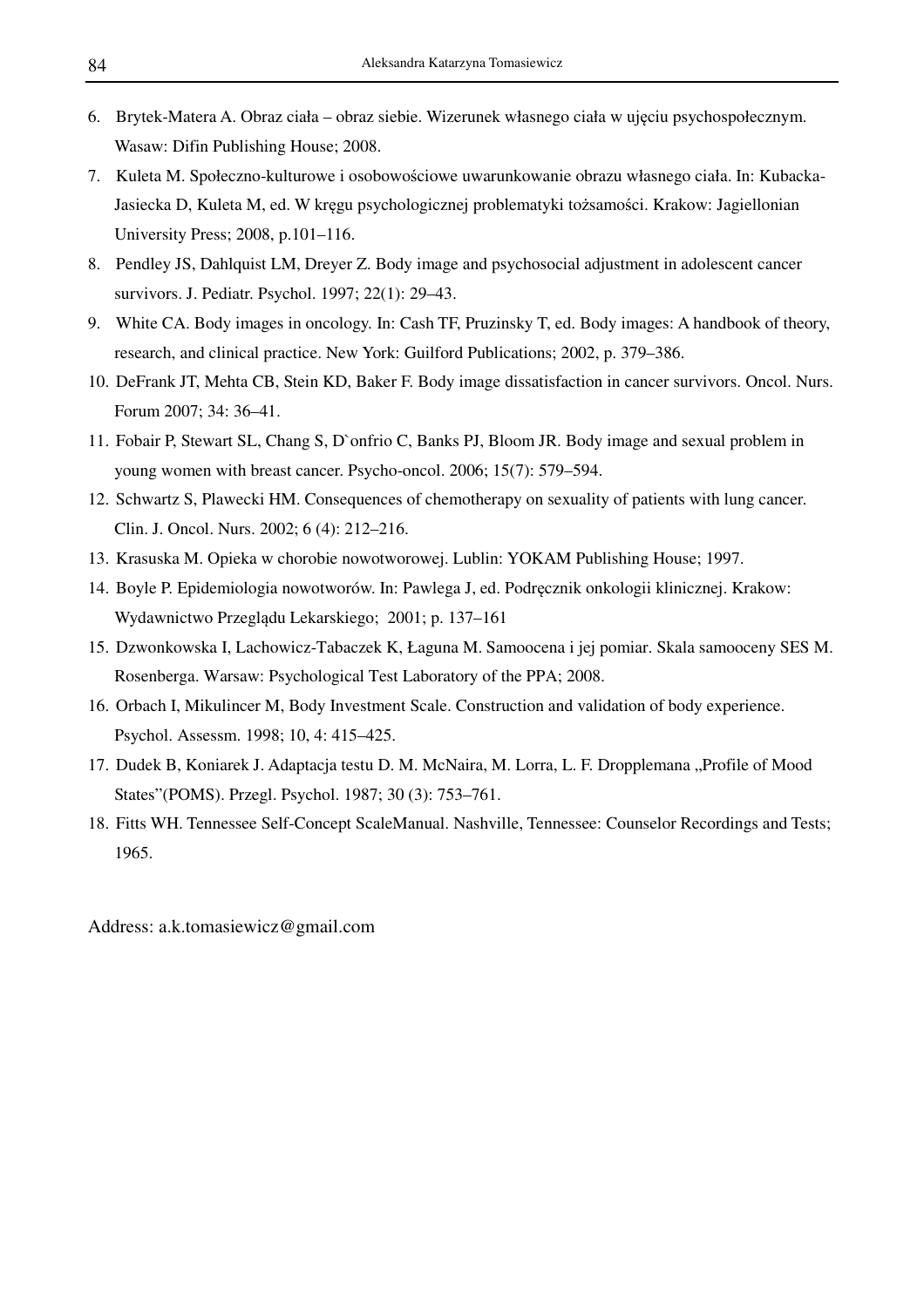6. Brytek-Matera A. Obraz ciała – obraz siebie. Wizerunek własnego ciała w ujęciu psychospołecznym. Wasaw: Difin Publishing House; 2008.
7. Kuleta M. Społeczno-kulturowe i osobowościowe uwarunkowanie obrazu własnego ciała. In: Kubacka-Jasiecka D, Kuleta M, ed. W kręgu psychologicznej problematyki tożsamości. Krakow: Jagiellonian University Press; 2008, p.101–116.
8. Pendley JS, Dahlquist LM, Dreyer Z. Body image and psychosocial adjustment in adolescent cancer survivors. J. Pediatr. Psychol. 1997; 22(1): 29–43.
9. White CA. Body images in oncology. In: Cash TF, Pruzinsky T, ed. Body images: A handbook of theory, research, and clinical practice. New York: Guilford Publications; 2002, p. 379–386.
10. DeFrank JT, Mehta CB, Stein KD, Baker F. Body image dissatisfaction in cancer survivors. Oncol. Nurs. Forum 2007; 34: 36–41.
11. Fobair P, Stewart SL, Chang S, D`onfrio C, Banks PJ, Bloom JR. Body image and sexual problem in young women with breast cancer. Psycho-oncol. 2006; 15(7): 579–594.
12. Schwartz S, Plawecki HM. Consequences of chemotherapy on sexuality of patients with lung cancer. Clin. J. Oncol. Nurs. 2002; 6 (4): 212–216.
13. Krasuska M. Opieka w chorobie nowotworowej. Lublin: YOKAM Publishing House; 1997.
14. Boyle P. Epidemiologia nowotworów. In: Pawlega J, ed. Podręcznik onkologii klinicznej. Krakow: Wydawnictwo Przeglądu Lekarskiego; 2001; p. 137–161
15. Dzwonkowska I, Lachowicz-Tabaczek K, Łaguna M. Samoocena i jej pomiar. Skala samooceny SES M. Rosenberga. Warsaw: Psychological Test Laboratory of the PPA; 2008.
16. Orbach I, Mikulincer M, Body Investment Scale. Construction and validation of body experience. Psychol. Assessm. 1998; 10, 4: 415–425.
17. Dudek B, Koniarek J. Adaptacja testu D. M. McNaira, M. Lorra, L. F. Dropplemana „Profile of Mood States"(POMS). Przegl. Psychol. 1987; 30 (3): 753–761.
18. Fitts WH. Tennessee Self-Concept ScaleManual. Nashville, Tennessee: Counselor Recordings and Tests; 1965.

Address: a.k.tomasiewicz@gmail.com